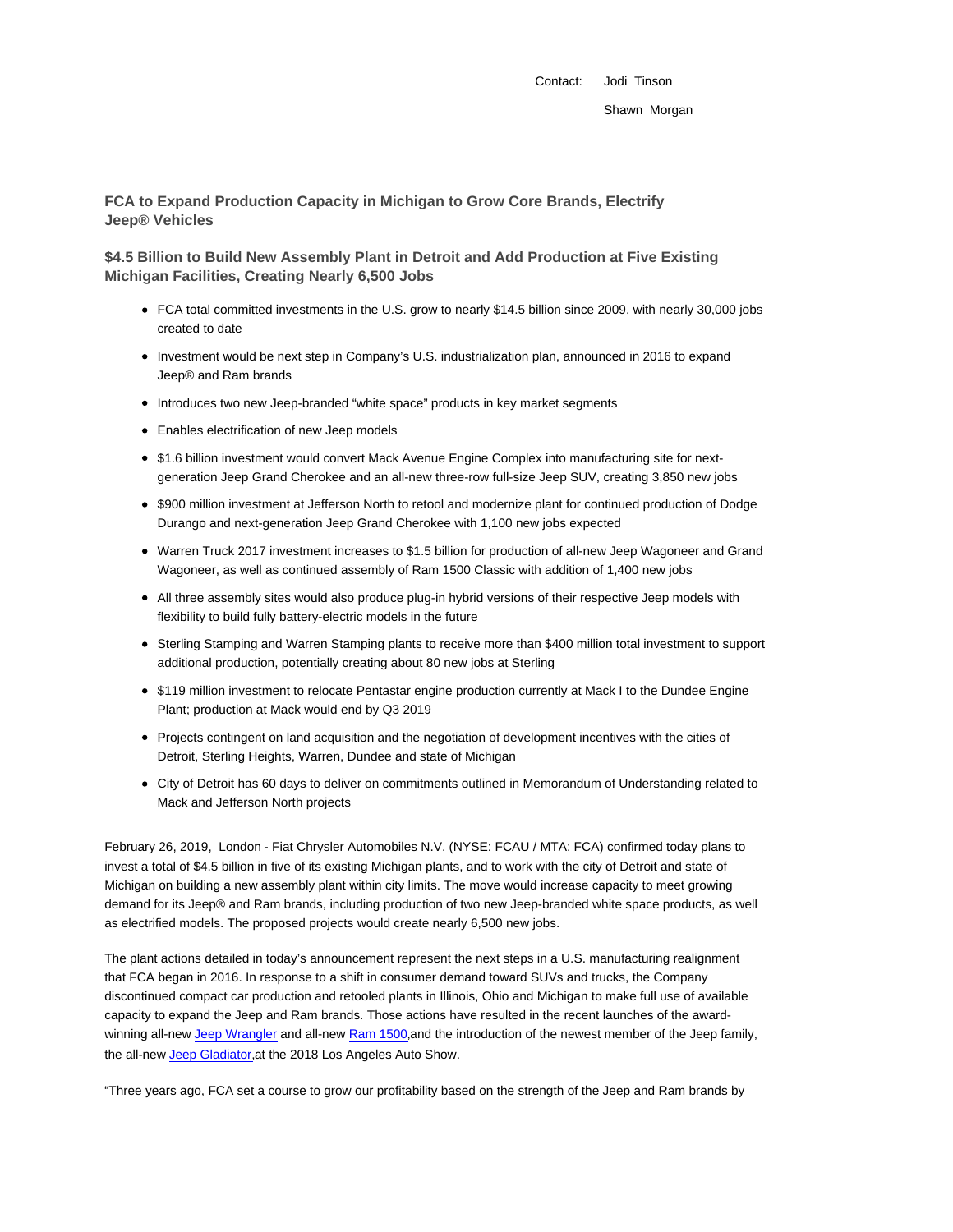Contact: Jodi Tinson

Shawn Morgan

## FCA to Expand Production Capacity in Michigan to Grow Core Brands, Electrify Jeep® Vehicles

### $4.5 Billion to Build New Assembly Plant in Detroit and Add Production at Five Existing Michigan Facilities, Creating Nearly 6,500 Jobs

- FCA total committed investments in the U.S. grow to nearly $14.5 billion since 2009, with nearly 30,000 jobs created to date
- Investment would be next step in Company's U.S. industrialization plan, announced in 2016 to expand Jeep® and Ram brands
- Introduces two new Jeep-branded "white space" products in key market segments
- Enables electrification of new Jeep models
- $1.6 billion investment would convert Mack Avenue Engine Complex into manufacturing site for next-generation Jeep Grand Cherokee and an all-new three-row full-size Jeep SUV, creating 3,850 new jobs
- $900 million investment at Jefferson North to retool and modernize plant for continued production of Dodge Durango and next-generation Jeep Grand Cherokee with 1,100 new jobs expected
- Warren Truck 2017 investment increases to $1.5 billion for production of all-new Jeep Wagoneer and Grand Wagoneer, as well as continued assembly of Ram 1500 Classic with addition of 1,400 new jobs
- All three assembly sites would also produce plug-in hybrid versions of their respective Jeep models with flexibility to build fully battery-electric models in the future
- Sterling Stamping and Warren Stamping plants to receive more than $400 million total investment to support additional production, potentially creating about 80 new jobs at Sterling
- $119 million investment to relocate Pentastar engine production currently at Mack I to the Dundee Engine Plant; production at Mack would end by Q3 2019
- Projects contingent on land acquisition and the negotiation of development incentives with the cities of Detroit, Sterling Heights, Warren, Dundee and state of Michigan
- City of Detroit has 60 days to deliver on commitments outlined in Memorandum of Understanding related to Mack and Jefferson North projects

February 26, 2019, London - Fiat Chrysler Automobiles N.V. (NYSE: FCAU / MTA: FCA) confirmed today plans to invest a total of $4.5 billion in five of its existing Michigan plants, and to work with the city of Detroit and state of Michigan on building a new assembly plant within city limits. The move would increase capacity to meet growing demand for its Jeep® and Ram brands, including production of two new Jeep-branded white space products, as well as electrified models. The proposed projects would create nearly 6,500 new jobs.

The plant actions detailed in today's announcement represent the next steps in a U.S. manufacturing realignment that FCA began in 2016. In response to a shift in consumer demand toward SUVs and trucks, the Company discontinued compact car production and retooled plants in Illinois, Ohio and Michigan to make full use of available capacity to expand the Jeep and Ram brands. Those actions have resulted in the recent launches of the award-winning all-new Jeep Wrangler and all-new Ram 1500,and the introduction of the newest member of the Jeep family, the all-new Jeep Gladiator,at the 2018 Los Angeles Auto Show.

"Three years ago, FCA set a course to grow our profitability based on the strength of the Jeep and Ram brands by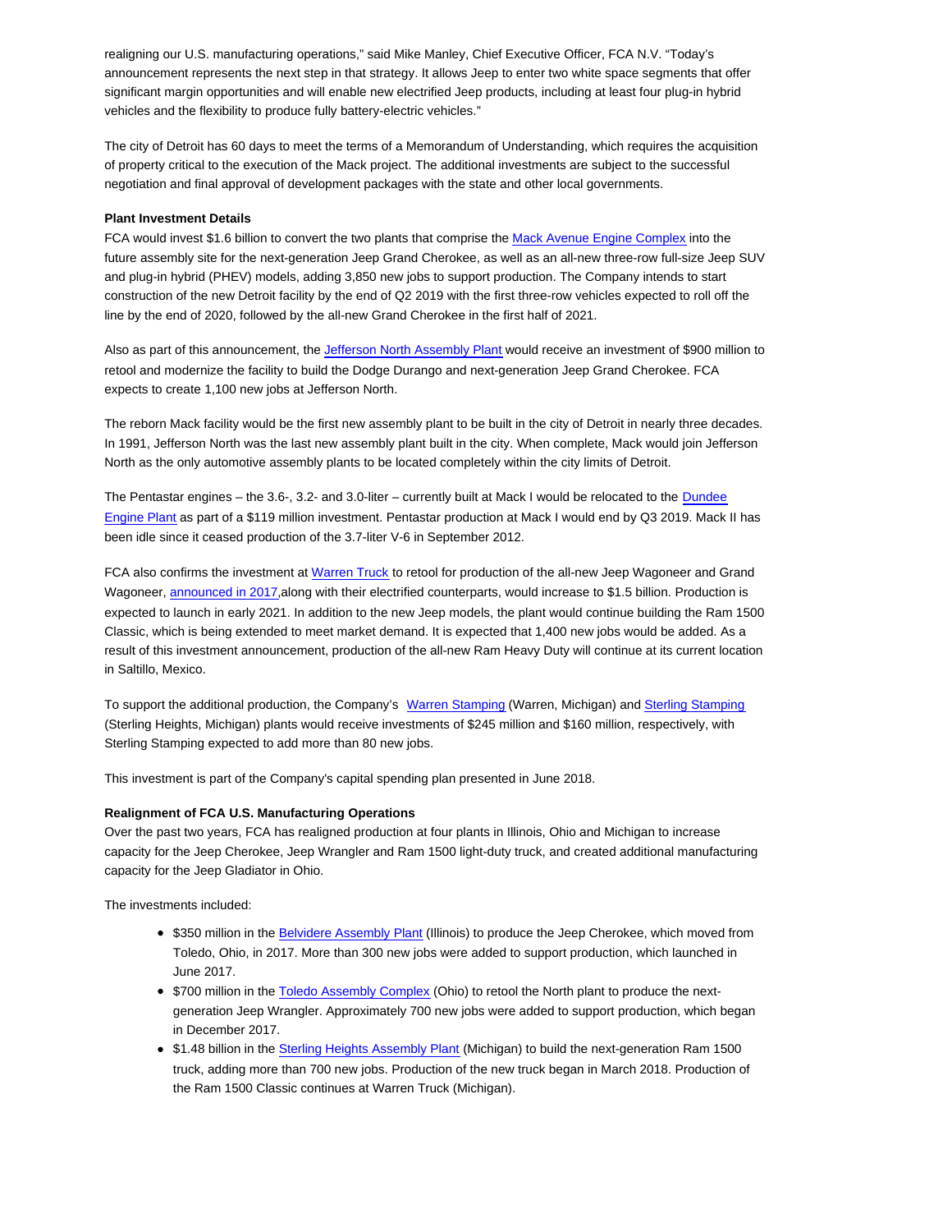realigning our U.S. manufacturing operations," said Mike Manley, Chief Executive Officer, FCA N.V. "Today's announcement represents the next step in that strategy. It allows Jeep to enter two white space segments that offer significant margin opportunities and will enable new electrified Jeep products, including at least four plug-in hybrid vehicles and the flexibility to produce fully battery-electric vehicles."

The city of Detroit has 60 days to meet the terms of a Memorandum of Understanding, which requires the acquisition of property critical to the execution of the Mack project. The additional investments are subject to the successful negotiation and final approval of development packages with the state and other local governments.

**Plant Investment Details**

FCA would invest $1.6 billion to convert the two plants that comprise the Mack Avenue Engine Complex into the future assembly site for the next-generation Jeep Grand Cherokee, as well as an all-new three-row full-size Jeep SUV and plug-in hybrid (PHEV) models, adding 3,850 new jobs to support production. The Company intends to start construction of the new Detroit facility by the end of Q2 2019 with the first three-row vehicles expected to roll off the line by the end of 2020, followed by the all-new Grand Cherokee in the first half of 2021.

Also as part of this announcement, the Jefferson North Assembly Plant would receive an investment of $900 million to retool and modernize the facility to build the Dodge Durango and next-generation Jeep Grand Cherokee. FCA expects to create 1,100 new jobs at Jefferson North.

The reborn Mack facility would be the first new assembly plant to be built in the city of Detroit in nearly three decades. In 1991, Jefferson North was the last new assembly plant built in the city. When complete, Mack would join Jefferson North as the only automotive assembly plants to be located completely within the city limits of Detroit.

The Pentastar engines – the 3.6-, 3.2- and 3.0-liter – currently built at Mack I would be relocated to the Dundee Engine Plant as part of a $119 million investment. Pentastar production at Mack I would end by Q3 2019. Mack II has been idle since it ceased production of the 3.7-liter V-6 in September 2012.

FCA also confirms the investment at Warren Truck to retool for production of the all-new Jeep Wagoneer and Grand Wagoneer, announced in 2017,along with their electrified counterparts, would increase to $1.5 billion. Production is expected to launch in early 2021. In addition to the new Jeep models, the plant would continue building the Ram 1500 Classic, which is being extended to meet market demand. It is expected that 1,400 new jobs would be added. As a result of this investment announcement, production of the all-new Ram Heavy Duty will continue at its current location in Saltillo, Mexico.

To support the additional production, the Company's Warren Stamping (Warren, Michigan) and Sterling Stamping (Sterling Heights, Michigan) plants would receive investments of $245 million and $160 million, respectively, with Sterling Stamping expected to add more than 80 new jobs.

This investment is part of the Company's capital spending plan presented in June 2018.

**Realignment of FCA U.S. Manufacturing Operations**

Over the past two years, FCA has realigned production at four plants in Illinois, Ohio and Michigan to increase capacity for the Jeep Cherokee, Jeep Wrangler and Ram 1500 light-duty truck, and created additional manufacturing capacity for the Jeep Gladiator in Ohio.

The investments included:

- $350 million in the Belvidere Assembly Plant (Illinois) to produce the Jeep Cherokee, which moved from Toledo, Ohio, in 2017. More than 300 new jobs were added to support production, which launched in June 2017.
- $700 million in the Toledo Assembly Complex (Ohio) to retool the North plant to produce the next-generation Jeep Wrangler. Approximately 700 new jobs were added to support production, which began in December 2017.
- $1.48 billion in the Sterling Heights Assembly Plant (Michigan) to build the next-generation Ram 1500 truck, adding more than 700 new jobs. Production of the new truck began in March 2018. Production of the Ram 1500 Classic continues at Warren Truck (Michigan).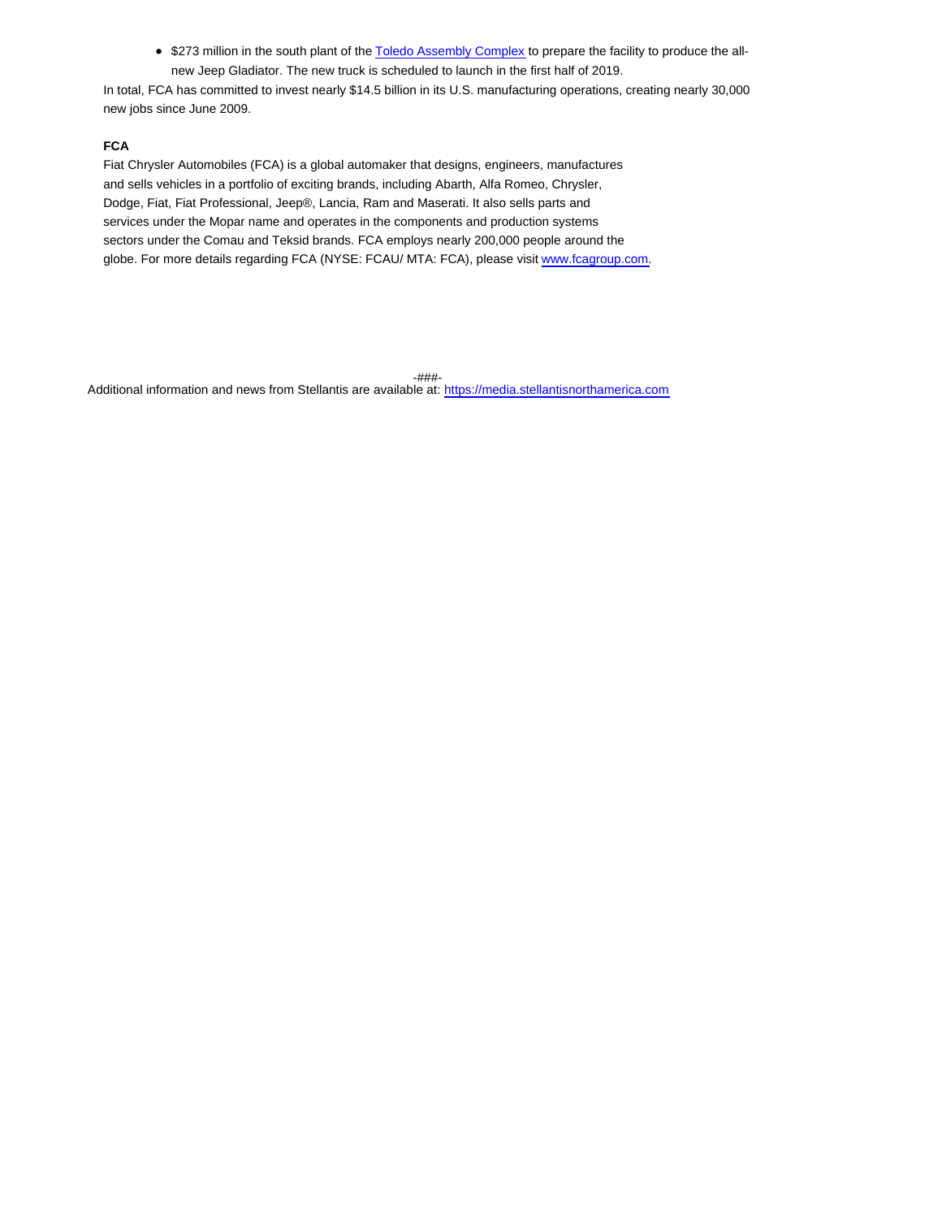- $273 million in the south plant of the Toledo Assembly Complex to prepare the facility to produce the all-new Jeep Gladiator. The new truck is scheduled to launch in the first half of 2019.

In total, FCA has committed to invest nearly $14.5 billion in its U.S. manufacturing operations, creating nearly 30,000 new jobs since June 2009.

**FCA**

Fiat Chrysler Automobiles (FCA) is a global automaker that designs, engineers, manufactures and sells vehicles in a portfolio of exciting brands, including Abarth, Alfa Romeo, Chrysler, Dodge, Fiat, Fiat Professional, Jeep®, Lancia, Ram and Maserati. It also sells parts and services under the Mopar name and operates in the components and production systems sectors under the Comau and Teksid brands. FCA employs nearly 200,000 people around the globe. For more details regarding FCA (NYSE: FCAU/ MTA: FCA), please visit www.fcagroup.com.

-###-

Additional information and news from Stellantis are available at: https://media.stellantisnorthamerica.com